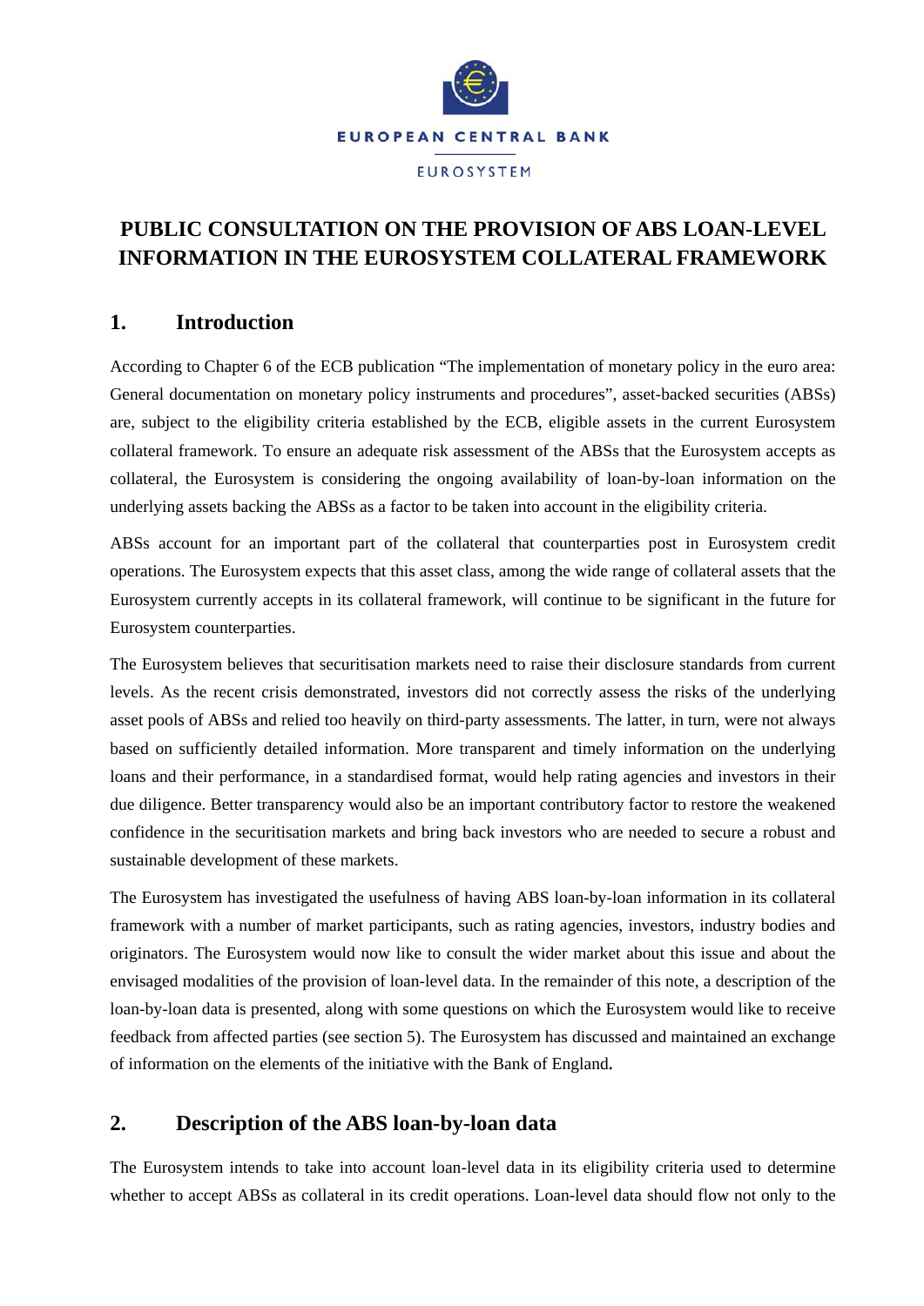EUROPEAN CENTRAL BANK

EUROSYSTEM

# PUBLIC CONSULTATION ON THE PROVISION OF ABS LOAN-LEVEL INFORMATION IN THE EUROSYSTEM COLLATERAL FRAMEWORK

## 1. Introduction

According to Chapter 6 of the ECB publication "The implementation of monetary policy in the euro area: General documentation on monetary policy instruments and procedures", asset-backed securities (ABSs) are, subject to the eligibility criteria established by the ECB, eligible assets in the current Eurosystem collateral framework. To ensure an adequate risk assessment of the ABSs that the Eurosystem accepts as collateral, the Eurosystem is considering the ongoing availability of loan-by-loan information on the underlying assets backing the ABSs as a factor to be taken into account in the eligibility criteria.

ABSs account for an important part of the collateral that counterparties post in Eurosystem credit operations. The Eurosystem expects that this asset class, among the wide range of collateral assets that the Eurosystem currently accepts in its collateral framework, will continue to be significant in the future for Eurosystem counterparties.

The Eurosystem believes that securitisation markets need to raise their disclosure standards from current levels. As the recent crisis demonstrated, investors did not correctly assess the risks of the underlying asset pools of ABSs and relied too heavily on third-party assessments. The latter, in turn, were not always based on sufficiently detailed information. More transparent and timely information on the underlying loans and their performance, in a standardised format, would help rating agencies and investors in their due diligence. Better transparency would also be an important contributory factor to restore the weakened confidence in the securitisation markets and bring back investors who are needed to secure a robust and sustainable development of these markets.

The Eurosystem has investigated the usefulness of having ABS loan-by-loan information in its collateral framework with a number of market participants, such as rating agencies, investors, industry bodies and originators. The Eurosystem would now like to consult the wider market about this issue and about the envisaged modalities of the provision of loan-level data. In the remainder of this note, a description of the loan-by-loan data is presented, along with some questions on which the Eurosystem would like to receive feedback from affected parties (see section 5). The Eurosystem has discussed and maintained an exchange of information on the elements of the initiative with the Bank of England.

## 2. Description of the ABS loan-by-loan data

The Eurosystem intends to take into account loan-level data in its eligibility criteria used to determine whether to accept ABSs as collateral in its credit operations. Loan-level data should flow not only to the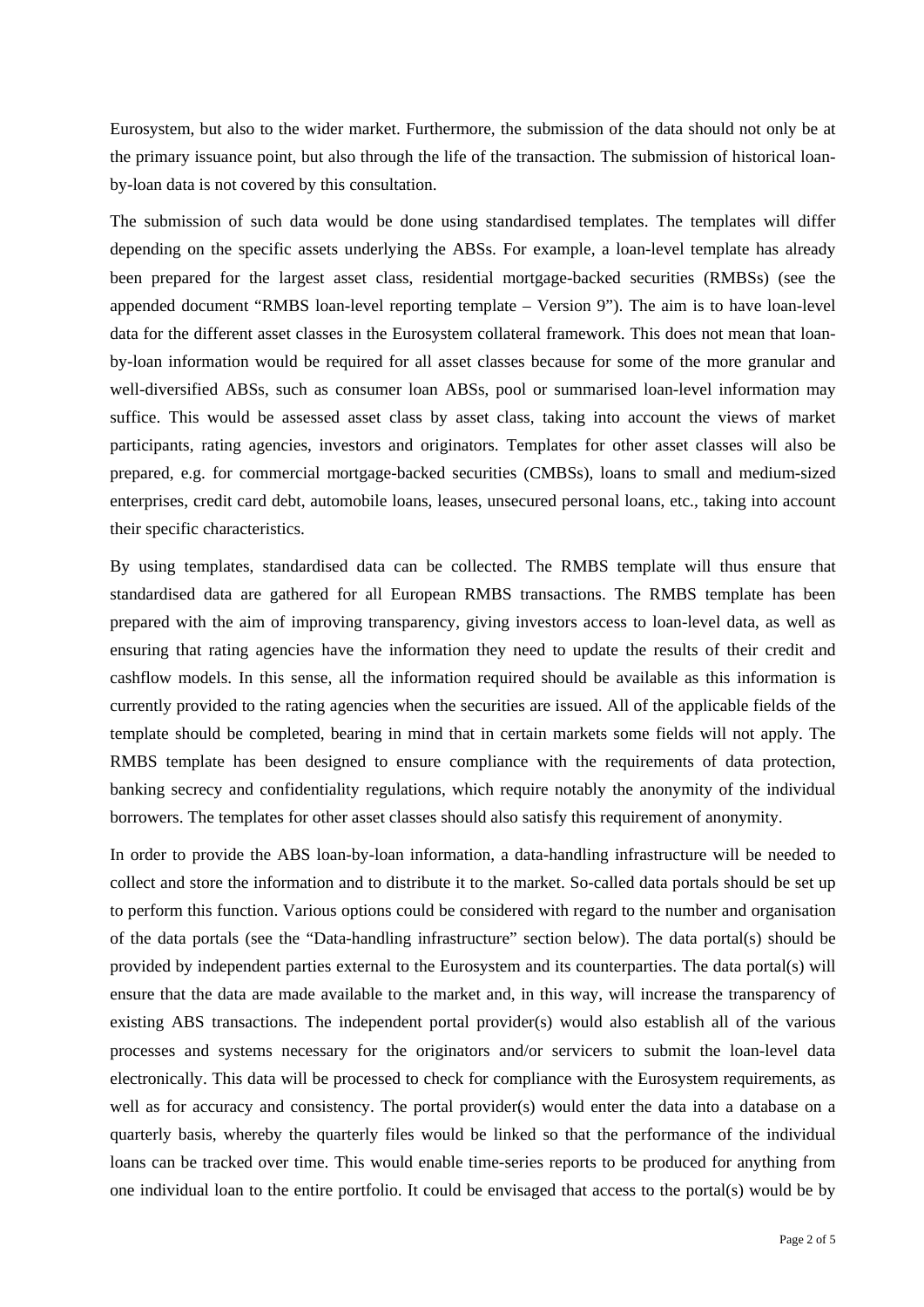Eurosystem, but also to the wider market. Furthermore, the submission of the data should not only be at the primary issuance point, but also through the life of the transaction. The submission of historical loan-by-loan data is not covered by this consultation.

The submission of such data would be done using standardised templates. The templates will differ depending on the specific assets underlying the ABSs. For example, a loan-level template has already been prepared for the largest asset class, residential mortgage-backed securities (RMBSs) (see the appended document "RMBS loan-level reporting template – Version 9"). The aim is to have loan-level data for the different asset classes in the Eurosystem collateral framework. This does not mean that loan-by-loan information would be required for all asset classes because for some of the more granular and well-diversified ABSs, such as consumer loan ABSs, pool or summarised loan-level information may suffice. This would be assessed asset class by asset class, taking into account the views of market participants, rating agencies, investors and originators. Templates for other asset classes will also be prepared, e.g. for commercial mortgage-backed securities (CMBSs), loans to small and medium-sized enterprises, credit card debt, automobile loans, leases, unsecured personal loans, etc., taking into account their specific characteristics.

By using templates, standardised data can be collected. The RMBS template will thus ensure that standardised data are gathered for all European RMBS transactions. The RMBS template has been prepared with the aim of improving transparency, giving investors access to loan-level data, as well as ensuring that rating agencies have the information they need to update the results of their credit and cashflow models. In this sense, all the information required should be available as this information is currently provided to the rating agencies when the securities are issued. All of the applicable fields of the template should be completed, bearing in mind that in certain markets some fields will not apply. The RMBS template has been designed to ensure compliance with the requirements of data protection, banking secrecy and confidentiality regulations, which require notably the anonymity of the individual borrowers. The templates for other asset classes should also satisfy this requirement of anonymity.

In order to provide the ABS loan-by-loan information, a data-handling infrastructure will be needed to collect and store the information and to distribute it to the market. So-called data portals should be set up to perform this function. Various options could be considered with regard to the number and organisation of the data portals (see the "Data-handling infrastructure" section below). The data portal(s) should be provided by independent parties external to the Eurosystem and its counterparties. The data portal(s) will ensure that the data are made available to the market and, in this way, will increase the transparency of existing ABS transactions. The independent portal provider(s) would also establish all of the various processes and systems necessary for the originators and/or servicers to submit the loan-level data electronically. This data will be processed to check for compliance with the Eurosystem requirements, as well as for accuracy and consistency. The portal provider(s) would enter the data into a database on a quarterly basis, whereby the quarterly files would be linked so that the performance of the individual loans can be tracked over time. This would enable time-series reports to be produced for anything from one individual loan to the entire portfolio. It could be envisaged that access to the portal(s) would be by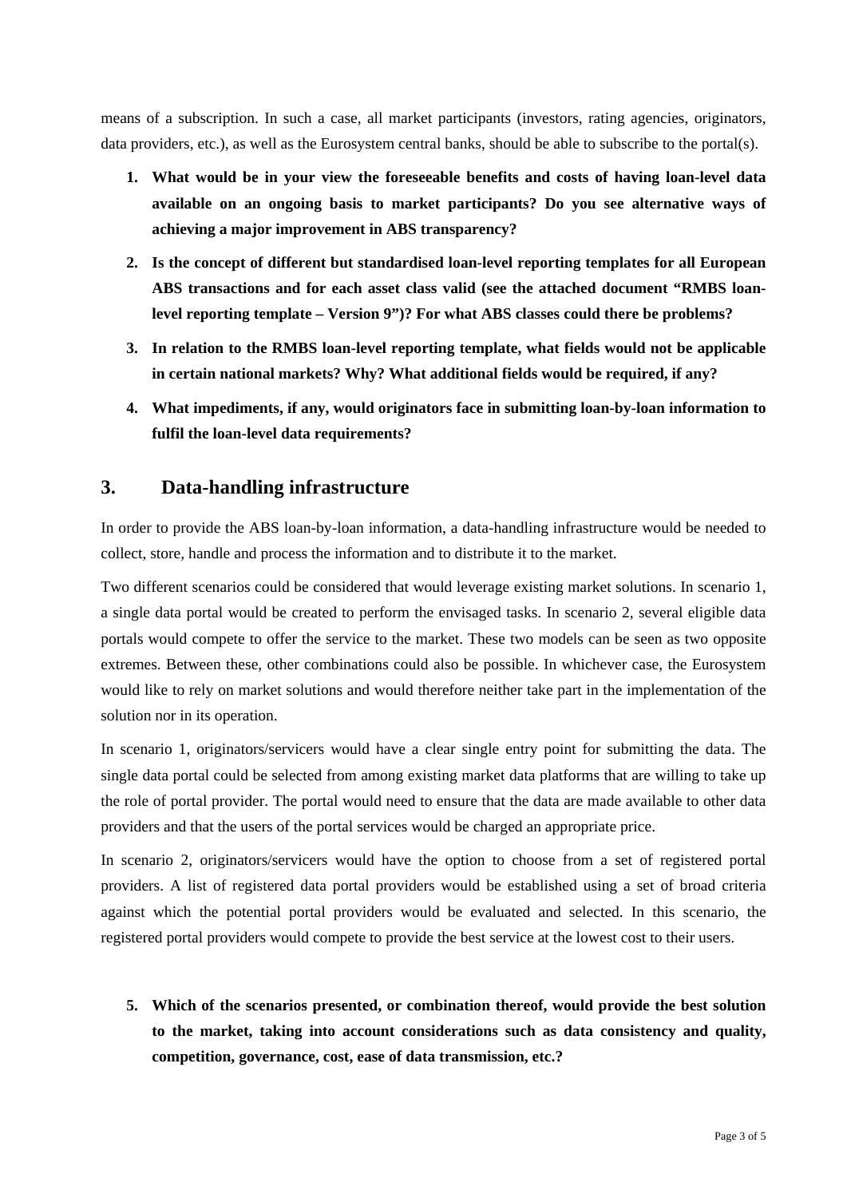means of a subscription. In such a case, all market participants (investors, rating agencies, originators, data providers, etc.), as well as the Eurosystem central banks, should be able to subscribe to the portal(s).

1. **What would be in your view the foreseeable benefits and costs of having loan-level data available on an ongoing basis to market participants? Do you see alternative ways of achieving a major improvement in ABS transparency?**

2. **Is the concept of different but standardised loan-level reporting templates for all European ABS transactions and for each asset class valid (see the attached document "RMBS loan-level reporting template – Version 9")? For what ABS classes could there be problems?**

3. **In relation to the RMBS loan-level reporting template, what fields would not be applicable in certain national markets? Why? What additional fields would be required, if any?**

4. **What impediments, if any, would originators face in submitting loan-by-loan information to fulfil the loan-level data requirements?**

## 3. Data-handling infrastructure

In order to provide the ABS loan-by-loan information, a data-handling infrastructure would be needed to collect, store, handle and process the information and to distribute it to the market.

Two different scenarios could be considered that would leverage existing market solutions. In scenario 1, a single data portal would be created to perform the envisaged tasks. In scenario 2, several eligible data portals would compete to offer the service to the market. These two models can be seen as two opposite extremes. Between these, other combinations could also be possible. In whichever case, the Eurosystem would like to rely on market solutions and would therefore neither take part in the implementation of the solution nor in its operation.

In scenario 1, originators/servicers would have a clear single entry point for submitting the data. The single data portal could be selected from among existing market data platforms that are willing to take up the role of portal provider. The portal would need to ensure that the data are made available to other data providers and that the users of the portal services would be charged an appropriate price.

In scenario 2, originators/servicers would have the option to choose from a set of registered portal providers. A list of registered data portal providers would be established using a set of broad criteria against which the potential portal providers would be evaluated and selected. In this scenario, the registered portal providers would compete to provide the best service at the lowest cost to their users.

5. **Which of the scenarios presented, or combination thereof, would provide the best solution to the market, taking into account considerations such as data consistency and quality, competition, governance, cost, ease of data transmission, etc.?**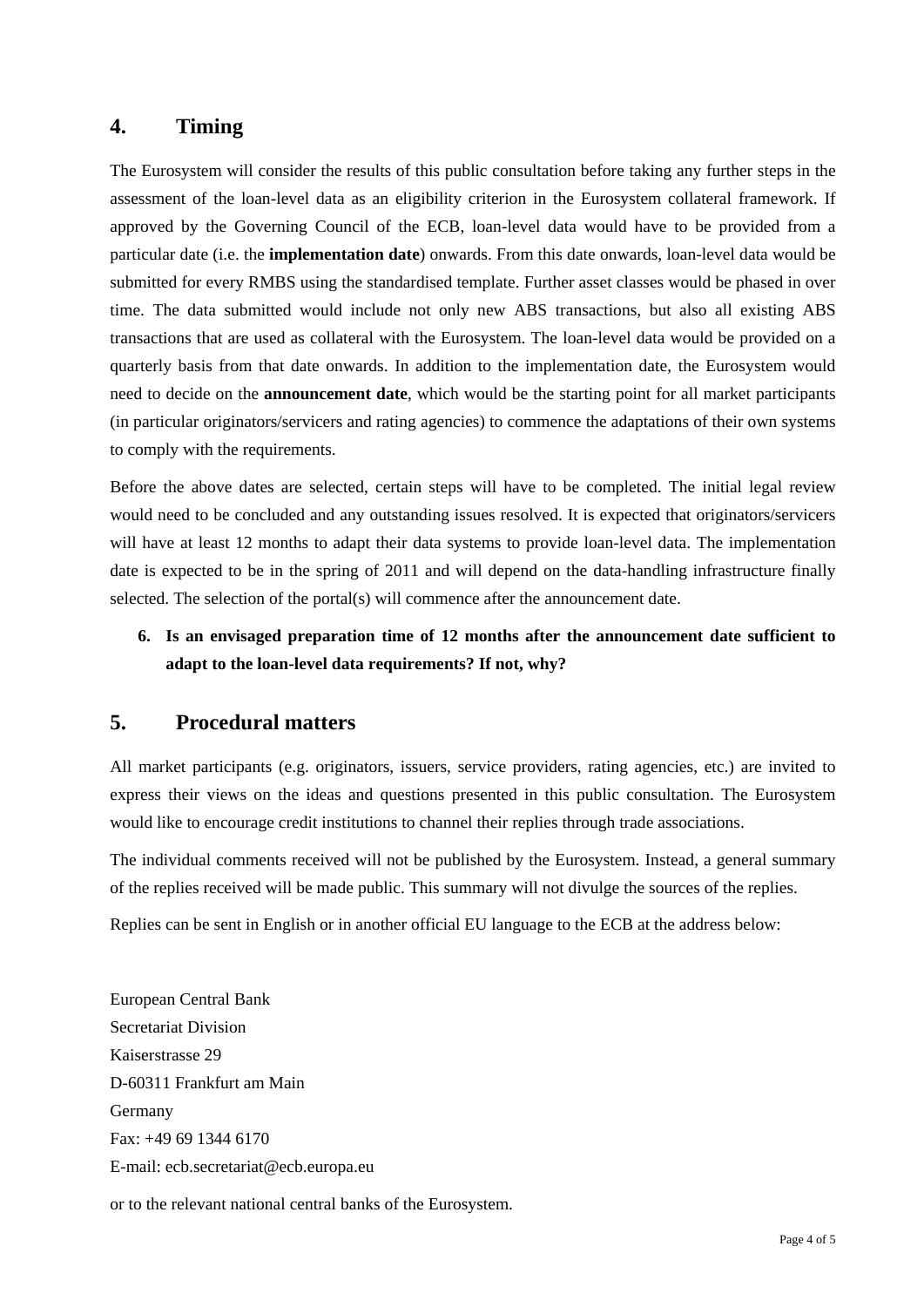## 4. Timing

The Eurosystem will consider the results of this public consultation before taking any further steps in the assessment of the loan-level data as an eligibility criterion in the Eurosystem collateral framework. If approved by the Governing Council of the ECB, loan-level data would have to be provided from a particular date (i.e. the **implementation date**) onwards. From this date onwards, loan-level data would be submitted for every RMBS using the standardised template. Further asset classes would be phased in over time. The data submitted would include not only new ABS transactions, but also all existing ABS transactions that are used as collateral with the Eurosystem. The loan-level data would be provided on a quarterly basis from that date onwards. In addition to the implementation date, the Eurosystem would need to decide on the **announcement date**, which would be the starting point for all market participants (in particular originators/servicers and rating agencies) to commence the adaptations of their own systems to comply with the requirements.

Before the above dates are selected, certain steps will have to be completed. The initial legal review would need to be concluded and any outstanding issues resolved. It is expected that originators/servicers will have at least 12 months to adapt their data systems to provide loan-level data. The implementation date is expected to be in the spring of 2011 and will depend on the data-handling infrastructure finally selected. The selection of the portal(s) will commence after the announcement date.

6. **Is an envisaged preparation time of 12 months after the announcement date sufficient to adapt to the loan-level data requirements? If not, why?**

## 5. Procedural matters

All market participants (e.g. originators, issuers, service providers, rating agencies, etc.) are invited to express their views on the ideas and questions presented in this public consultation. The Eurosystem would like to encourage credit institutions to channel their replies through trade associations.

The individual comments received will not be published by the Eurosystem. Instead, a general summary of the replies received will be made public. This summary will not divulge the sources of the replies.

Replies can be sent in English or in another official EU language to the ECB at the address below:

European Central Bank
Secretariat Division
Kaiserstrasse 29
D-60311 Frankfurt am Main
Germany
Fax: +49 69 1344 6170
E-mail: ecb.secretariat@ecb.europa.eu

or to the relevant national central banks of the Eurosystem.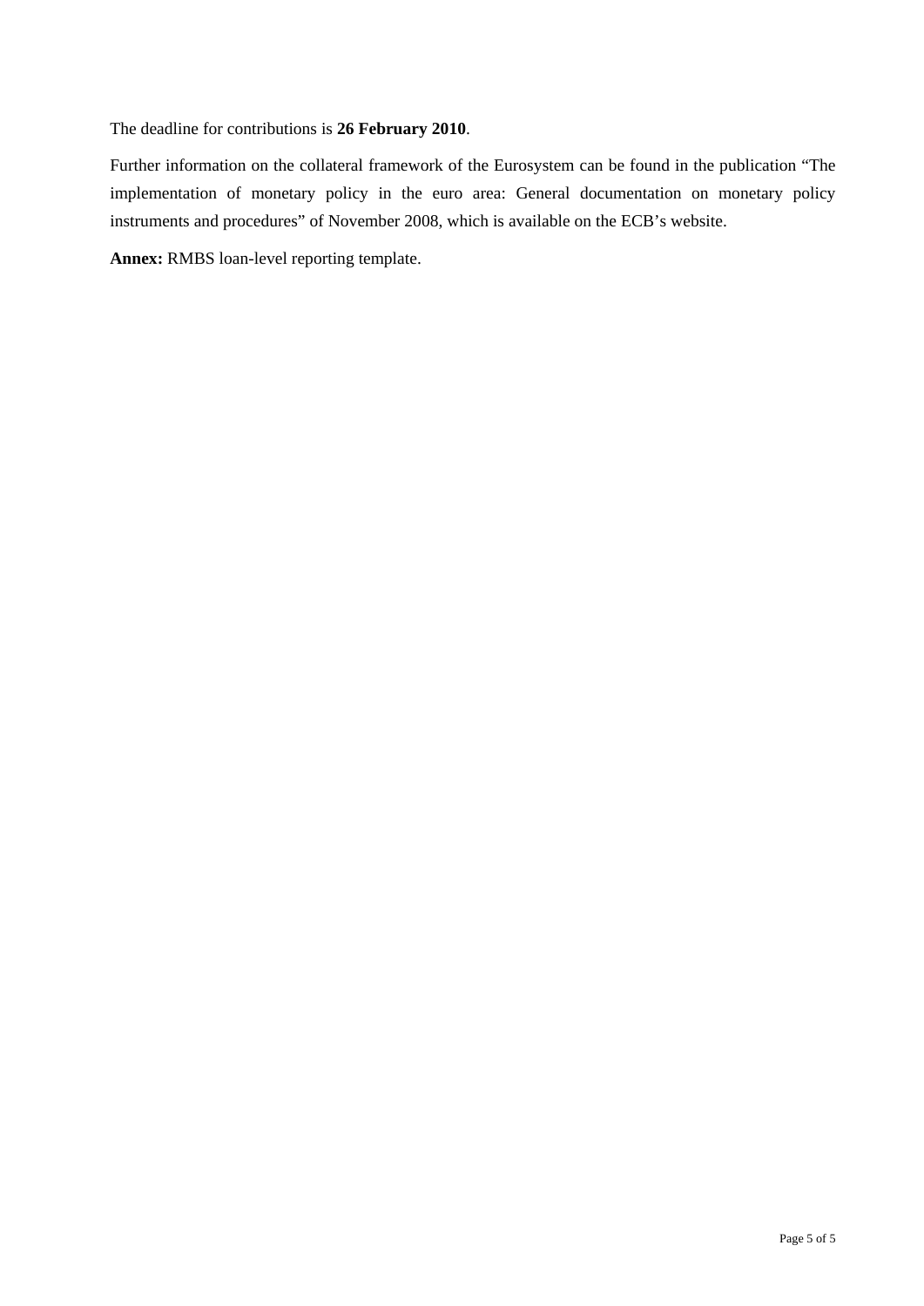The deadline for contributions is **26 February 2010**.

Further information on the collateral framework of the Eurosystem can be found in the publication "The implementation of monetary policy in the euro area: General documentation on monetary policy instruments and procedures" of November 2008, which is available on the ECB's website.

**Annex:** RMBS loan-level reporting template.